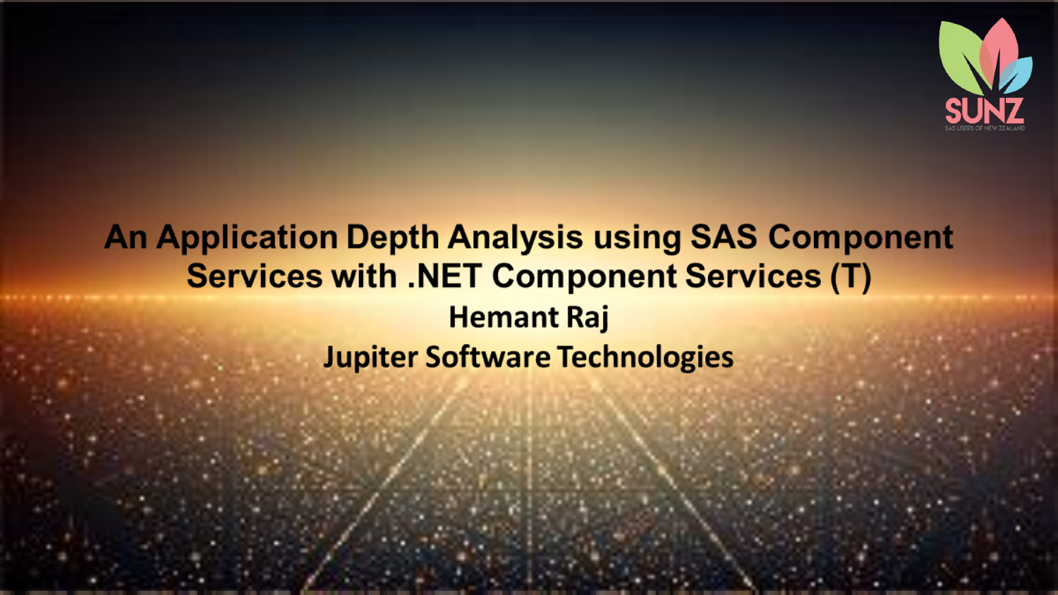# An Application Depth Analysis using SAS Component Services with .NET Component Services (T)

**Hemant Raj**

**Jupiter Software Technologies**

SUNZ

SAS USERS OF NEW ZEALAND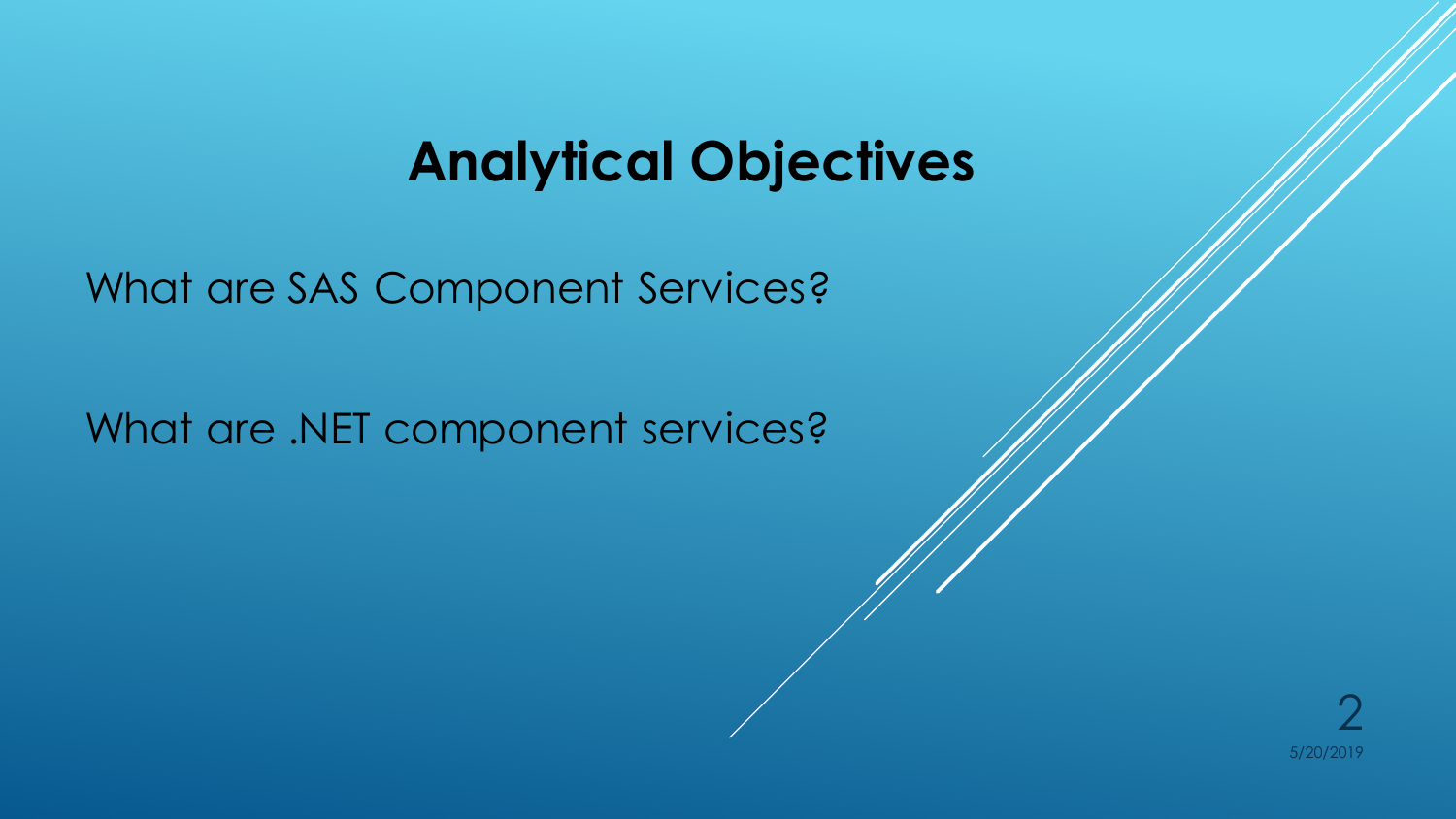# Analytical Objectives

What are SAS Component Services?

What are .NET component services?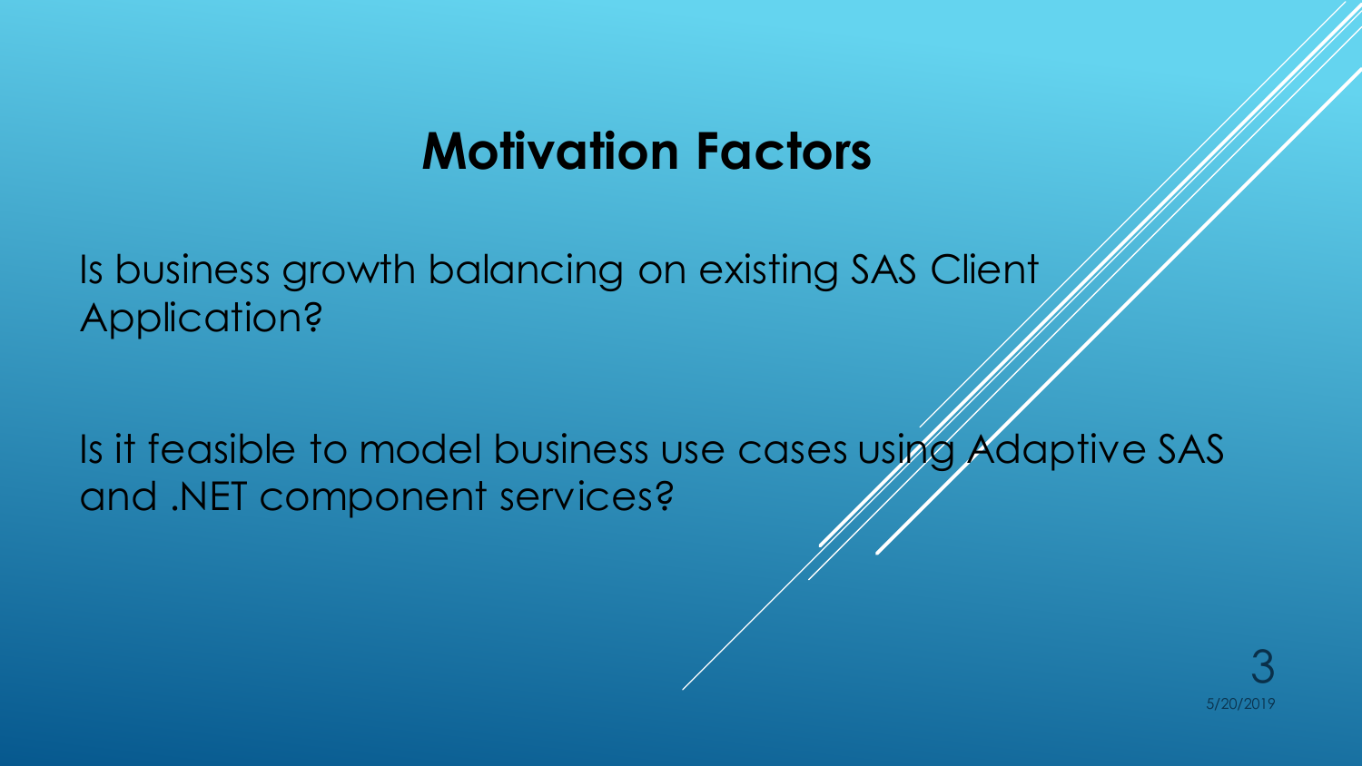# Motivation Factors

Is business growth balancing on existing SAS Client Application?

Is it feasible to model business use cases using Adaptive SAS and .NET component services?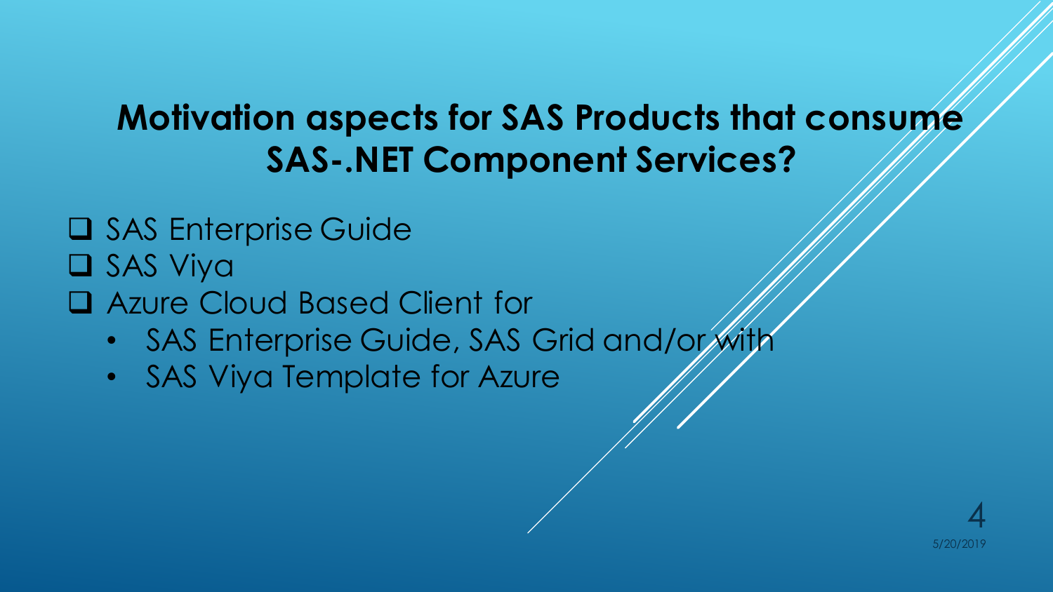## Motivation aspects for SAS Products that consume SAS-.NET Component Services?

- SAS Enterprise Guide
- SAS Viya
- Azure Cloud Based Client for
  - SAS Enterprise Guide, SAS Grid and/or with
  - SAS Viya Template for Azure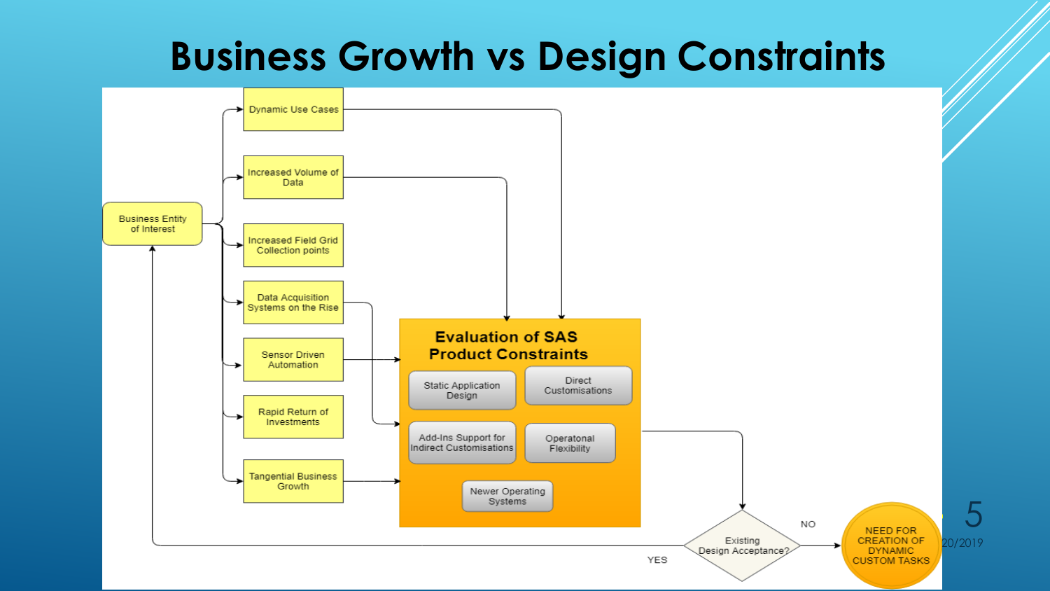# Business Growth vs Design Constraints

- Business Entity of Interest
  - Dynamic Use Cases
  - Increased Volume of Data
  - Increased Field Grid Collection points
  - Data Acquisition Systems on the Rise
  - Sensor Driven Automation
  - Rapid Return of Investments
  - Tangential Business Growth

**Evaluation of SAS Product Constraints**

- Static Application Design
- Direct Customisations
- Add-Ins Support for Indirect Customisations
- Operatonal Flexibility
- Newer Operating Systems

Existing Design Acceptance?

- YES → Business Entity of Interest
- NO → NEED FOR CREATION OF DYNAMIC CUSTOM TASKS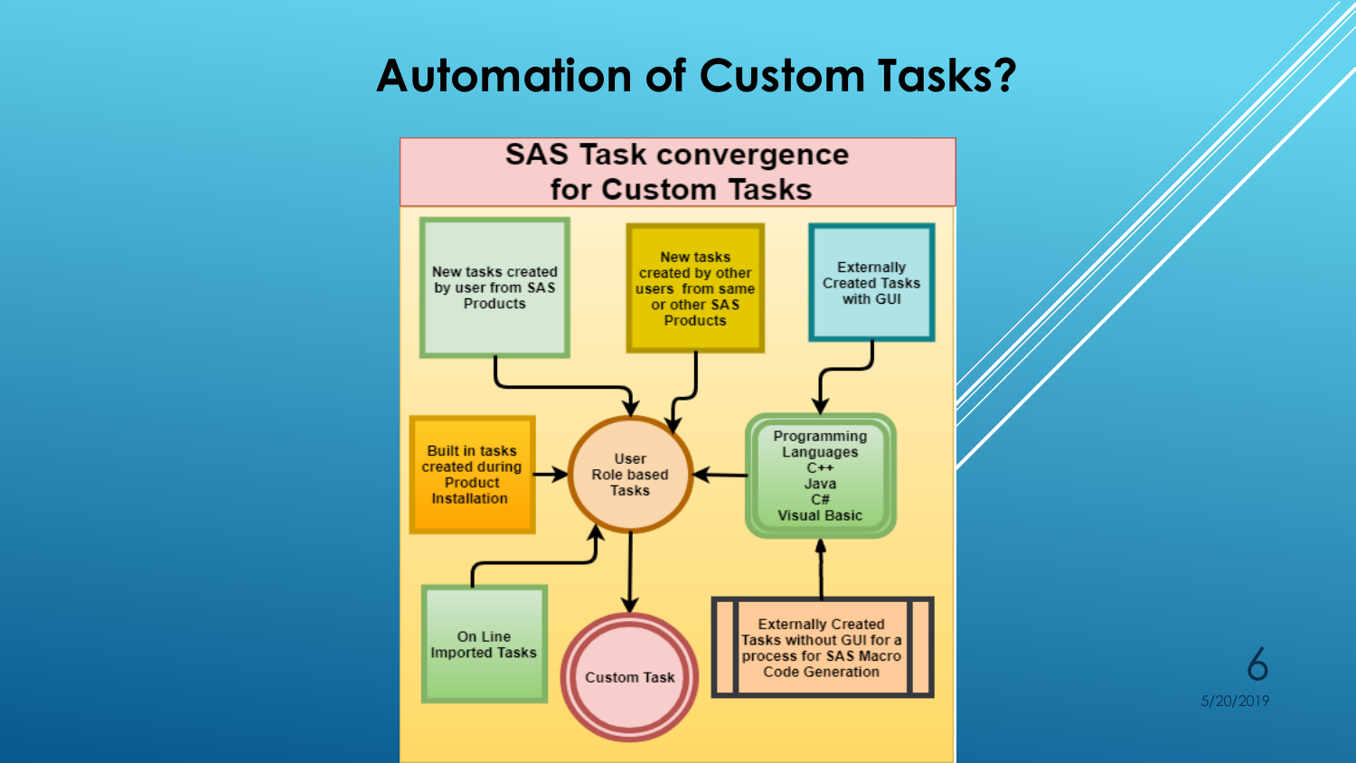# Automation of Custom Tasks?

## SAS Task convergence for Custom Tasks

- New tasks created by user from SAS Products
- New tasks created by other users from same or other SAS Products
- Externally Created Tasks with GUI
- Built in tasks created during Product Installation
- User Role based Tasks
- Programming Languages C++ Java C# Visual Basic
- On Line Imported Tasks
- Custom Task
- Externally Created Tasks without GUI for a process for SAS Macro Code Generation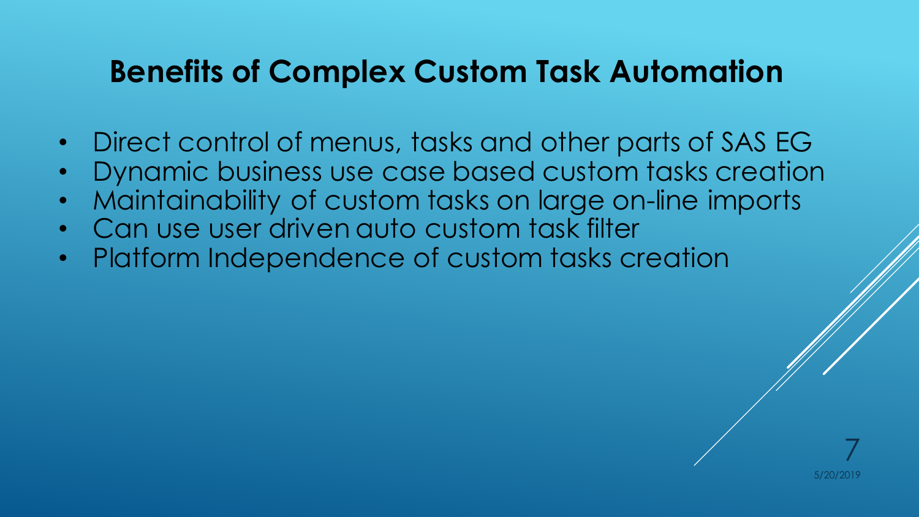## Benefits of Complex Custom Task Automation

- Direct control of menus, tasks and other parts of SAS EG
- Dynamic business use case based custom tasks creation
- Maintainability of custom tasks on large on-line imports
- Can use user driven auto custom task filter
- Platform Independence of custom tasks creation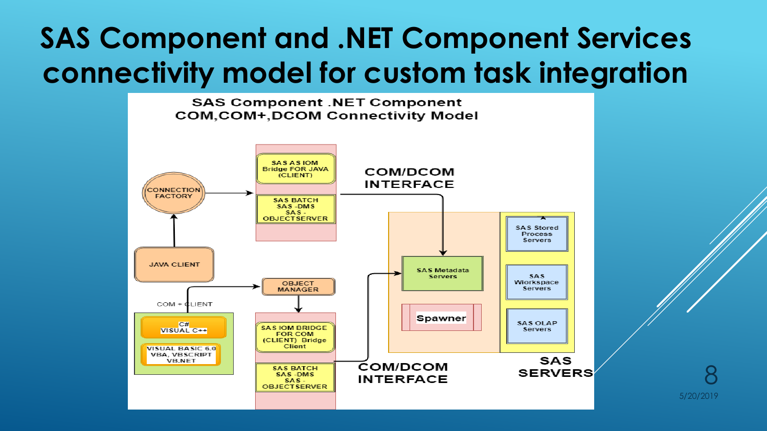# SAS Component and .NET Component Services connectivity model for custom task integration

SAS Component .NET Component
COM,COM+,DCOM Connectivity Model

CONNECTION FACTORY

JAVA CLIENT

SAS AS IOM Bridge FOR JAVA (CLIENT)

SAS BATCH
SAS -DMS
SAS -
OBJECTSERVER

COM/DCOM INTERFACE

OBJECT MANAGER

COM + CLIENT

C#
VISUAL C++

VISUAL BASIC 6.0
VBA, VBSCRIPT
VB.NET

SAS IOM BRIDGE FOR COM (CLIENT) Bridge Client

SAS BATCH
SAS -DMS
SAS -
OBJECTSERVER

COM/DCOM INTERFACE

SAS Metadata Servers

Spawner

SAS Stored Process Servers

SAS Workspace Servers

SAS OLAP Servers

SAS SERVERS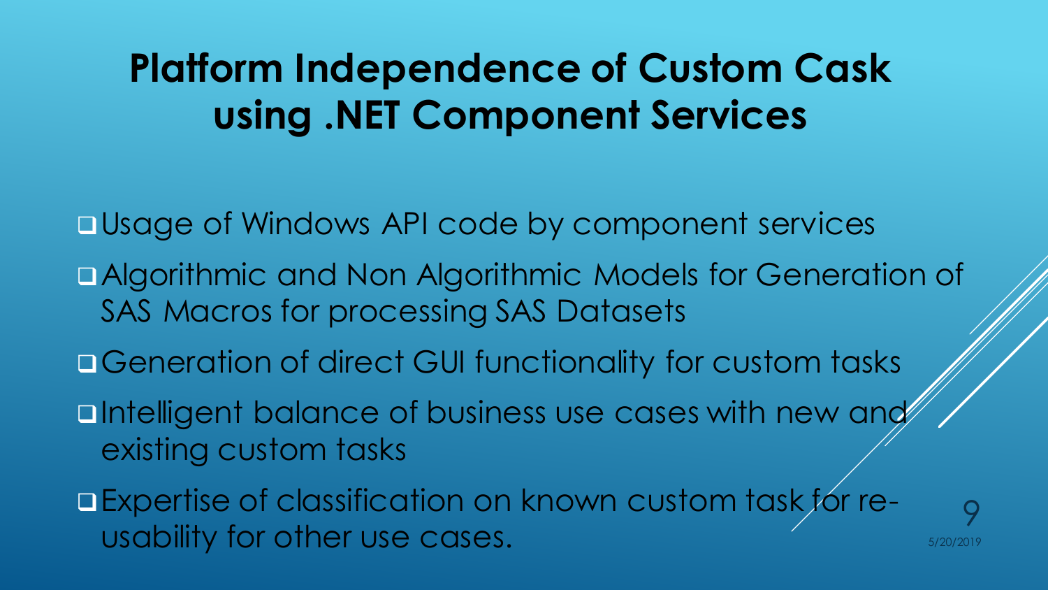# Platform Independence of Custom Cask using .NET Component Services

- Usage of Windows API code by component services
- Algorithmic and Non Algorithmic Models for Generation of SAS Macros for processing SAS Datasets
- Generation of direct GUI functionality for custom tasks
- Intelligent balance of business use cases with new and existing custom tasks
- Expertise of classification on known custom task for re-usability for other use cases.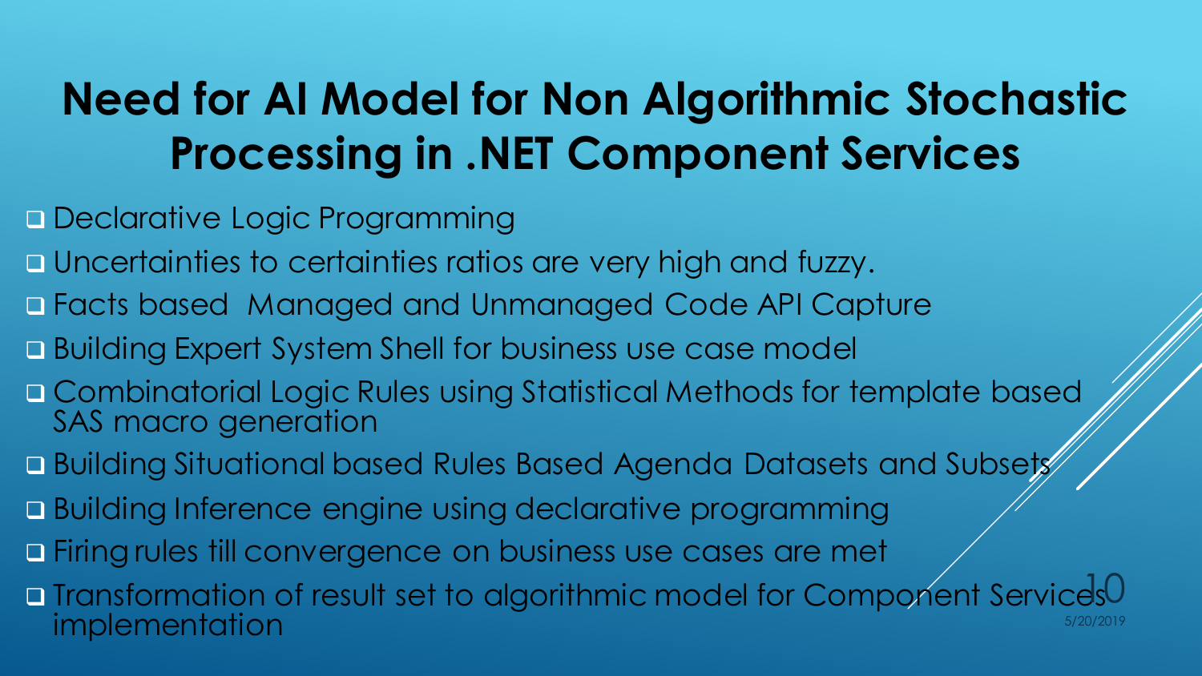# Need for AI Model for Non Algorithmic Stochastic Processing in .NET Component Services

- Declarative Logic Programming
- Uncertainties to certainties ratios are very high and fuzzy.
- Facts based Managed and Unmanaged Code API Capture
- Building Expert System Shell for business use case model
- Combinatorial Logic Rules using Statistical Methods for template based SAS macro generation
- Building Situational based Rules Based Agenda Datasets and Subsets
- Building Inference engine using declarative programming
- Firing rules till convergence on business use cases are met
- Transformation of result set to algorithmic model for Component Services implementation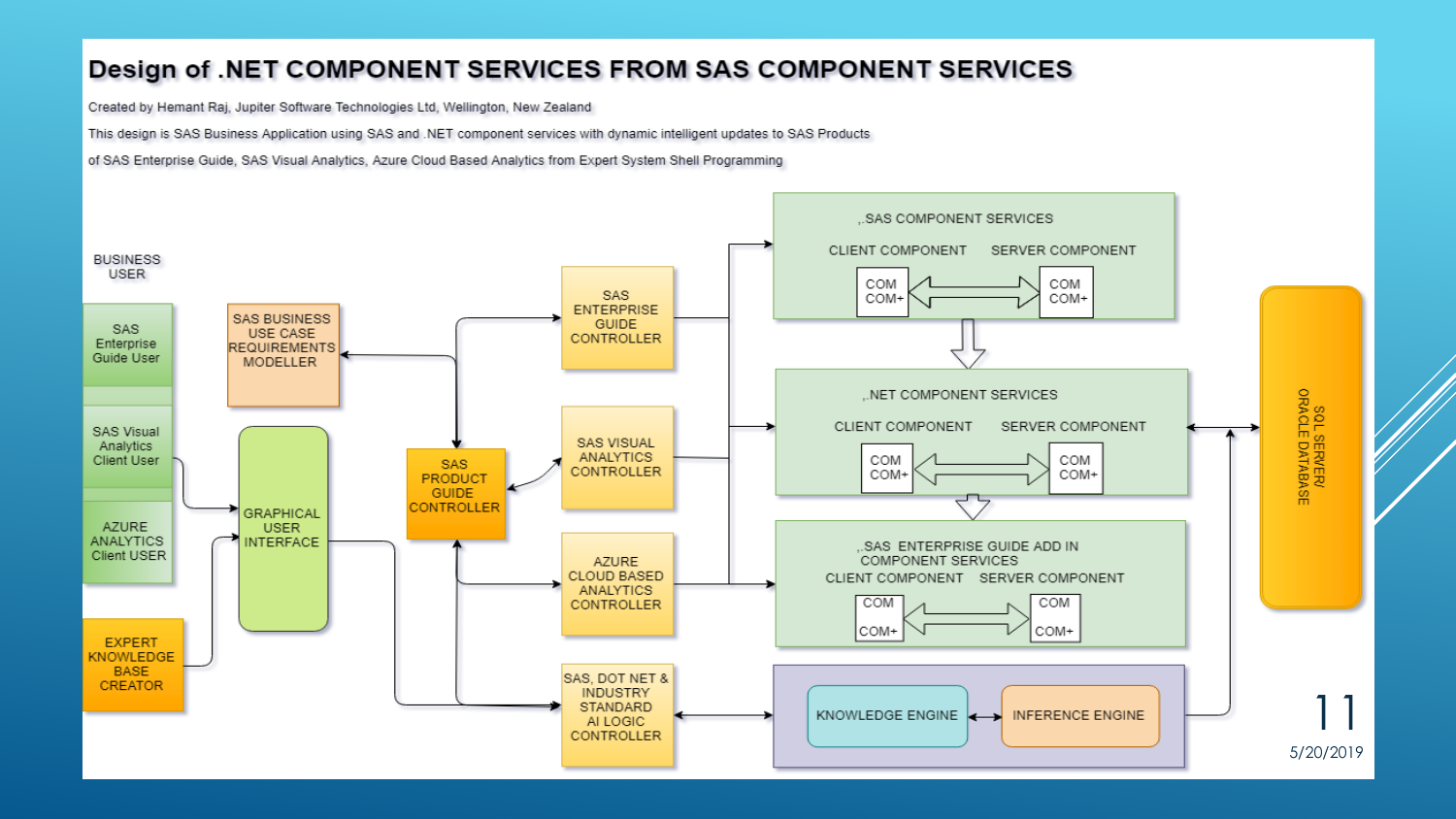# Design of .NET COMPONENT SERVICES FROM SAS COMPONENT SERVICES

Created by Hemant Raj, Jupiter Software Technologies Ltd, Wellington, New Zealand

This design is SAS Business Application using SAS and .NET component services with dynamic intelligent updates to SAS Products

of SAS Enterprise Guide, SAS Visual Analytics, Azure Cloud Based Analytics from Expert System Shell Programming

BUSINESS USER

- SAS Enterprise Guide User
- SAS Visual Analytics Client User
- AZURE ANALYTICS Client USER

EXPERT KNOWLEDGE BASE CREATOR

GRAPHICAL USER INTERFACE

SAS BUSINESS USE CASE REQUIREMENTS MODELLER

SAS PRODUCT GUIDE CONTROLLER

SAS ENTERPRISE GUIDE CONTROLLER

SAS VISUAL ANALYTICS CONTROLLER

AZURE CLOUD BASED ANALYTICS CONTROLLER

SAS, DOT NET & INDUSTRY STANDARD AI LOGIC CONTROLLER

.SAS COMPONENT SERVICES

CLIENT COMPONENT — SERVER COMPONENT

COM COM+ ⟷ COM COM+

.NET COMPONENT SERVICES

CLIENT COMPONENT — SERVER COMPONENT

COM COM+ ⟷ COM COM+

.SAS ENTERPRISE GUIDE ADD IN COMPONENT SERVICES

CLIENT COMPONENT — SERVER COMPONENT

COM COM+ ⟷ COM COM+

KNOWLEDGE ENGINE ⟷ INFERENCE ENGINE

SQL SERVER/ ORACLE DATABASE

5/20/2019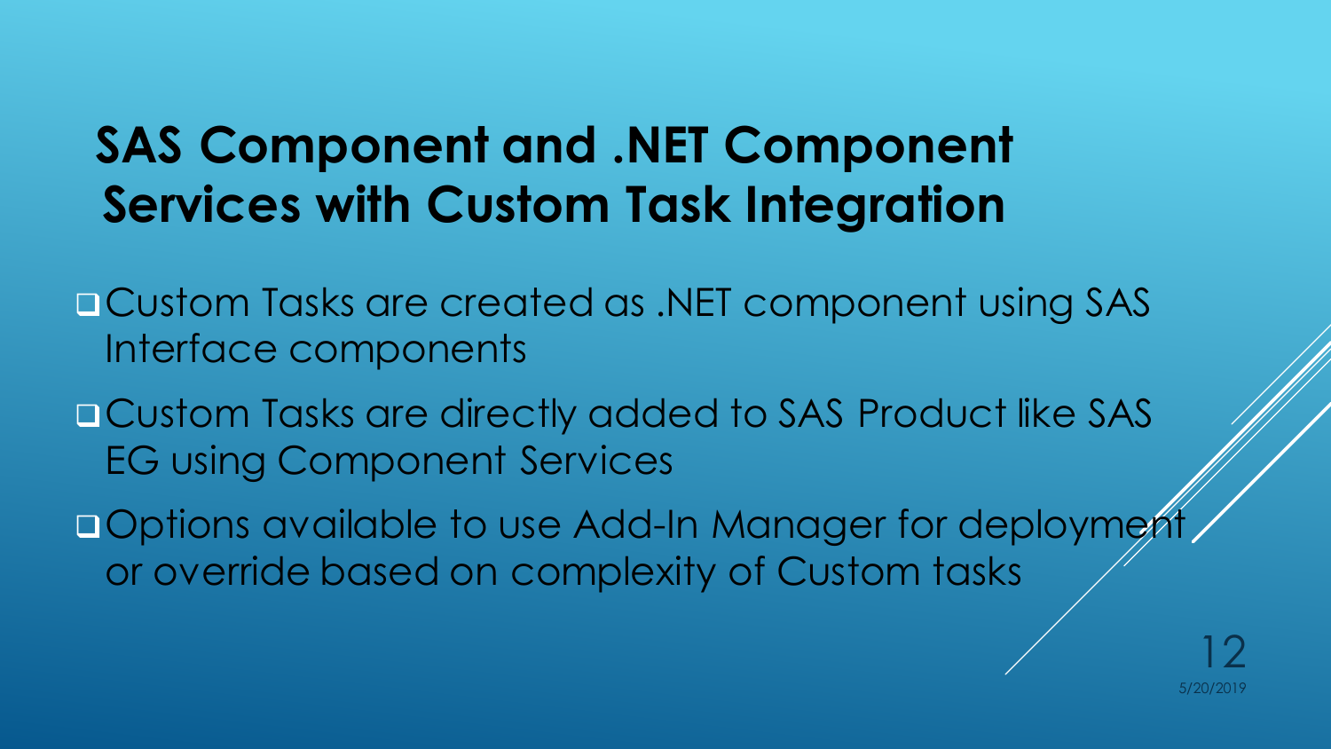# SAS Component and .NET Component Services with Custom Task Integration

- Custom Tasks are created as .NET component using SAS Interface components
- Custom Tasks are directly added to SAS Product like SAS EG using Component Services
- Options available to use Add-In Manager for deployment or override based on complexity of Custom tasks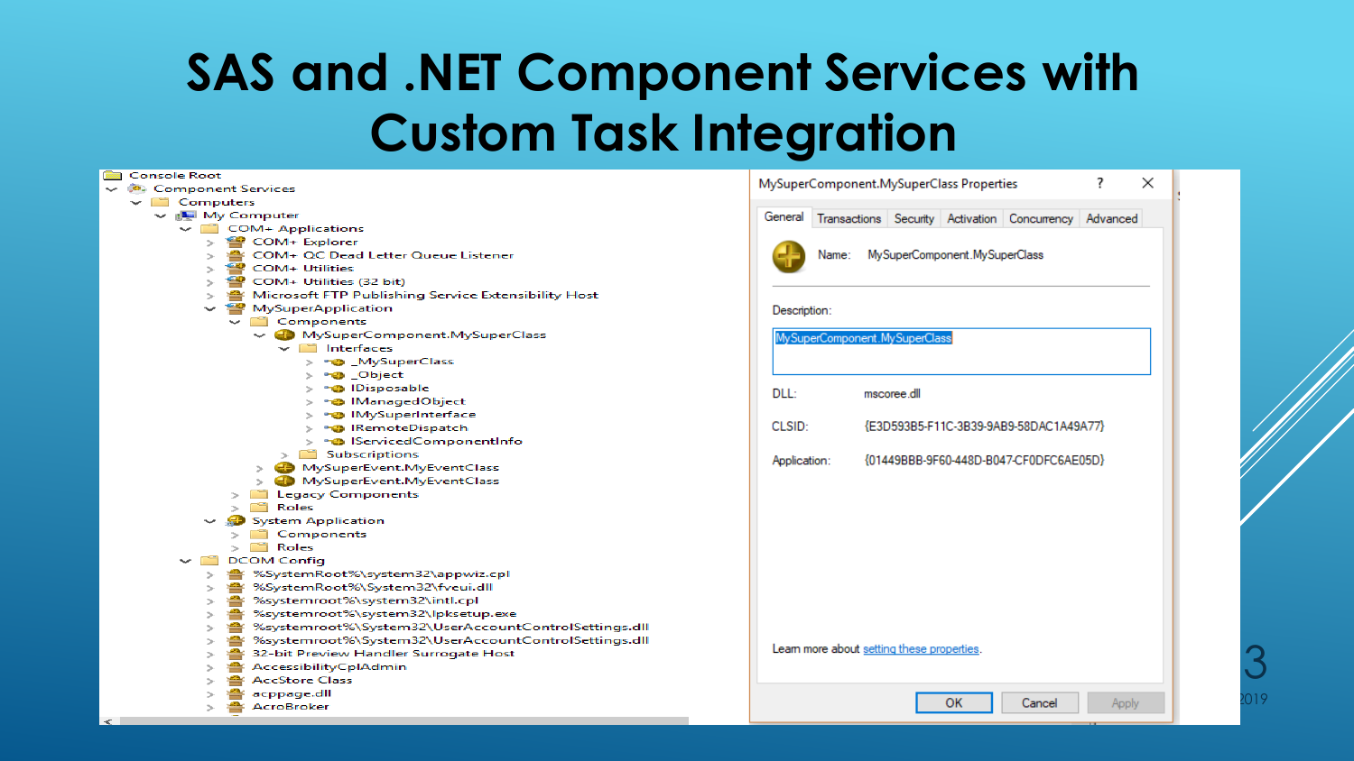# SAS and .NET Component Services with Custom Task Integration

- Console Root
  - Component Services
    - Computers
      - My Computer
        - COM+ Applications
          - COM+ Explorer
          - COM+ QC Dead Letter Queue Listener
          - COM+ Utilities
          - COM+ Utilities (32 bit)
          - Microsoft FTP Publishing Service Extensibility Host
          - MySuperApplication
            - Components
              - MySuperComponent.MySuperClass
                - Interfaces
                  - _MySuperClass
                  - _Object
                  - IDisposable
                  - IManagedObject
                  - IMySuperInterface
                  - IRemoteDispatch
                  - IServicedComponentInfo
                - Subscriptions
              - MySuperEvent.MyEventClass
              - MySuperEvent.MyEventClass
            - Legacy Components
            - Roles
          - System Application
            - Components
            - Roles
        - DCOM Config
          - %SystemRoot%\system32\appwiz.cpl
          - %SystemRoot%\System32\fveui.dll
          - %systemroot%\system32\intl.cpl
          - %systemroot%\system32\lpksetup.exe
          - %systemroot%\System32\UserAccountControlSettings.dll
          - %systemroot%\System32\UserAccountControlSettings.dll
          - 32-bit Preview Handler Surrogate Host
          - AccessibilityCplAdmin
          - AccStore Class
          - acppage.dll
          - AcroBroker

**MySuperComponent.MySuperClass Properties**

General | Transactions | Security | Activation | Concurrency | Advanced

Name: MySuperComponent.MySuperClass

Description: MySuperComponent.MySuperClass

DLL: mscoree.dll

CLSID: {E3D593B5-F11C-3B39-9AB9-58DAC1A49A77}

Application: {01449BBB-9F60-448D-B047-CF0DFC6AE05D}

Learn more about setting these properties.

OK | Cancel | Apply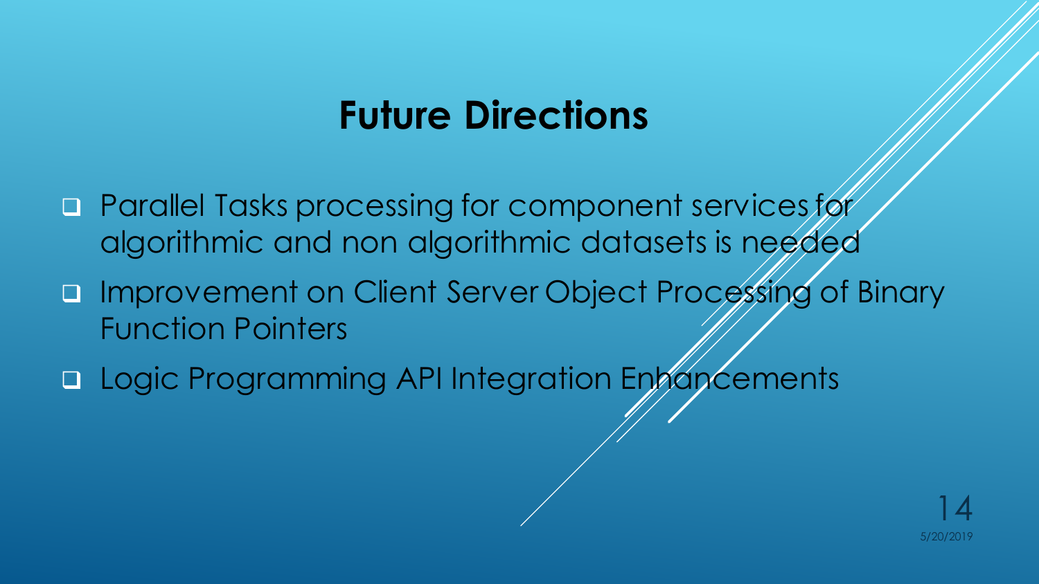# Future Directions

- Parallel Tasks processing for component services for algorithmic and non algorithmic datasets is needed
- Improvement on Client Server Object Processing of Binary Function Pointers
- Logic Programming API Integration Enhancements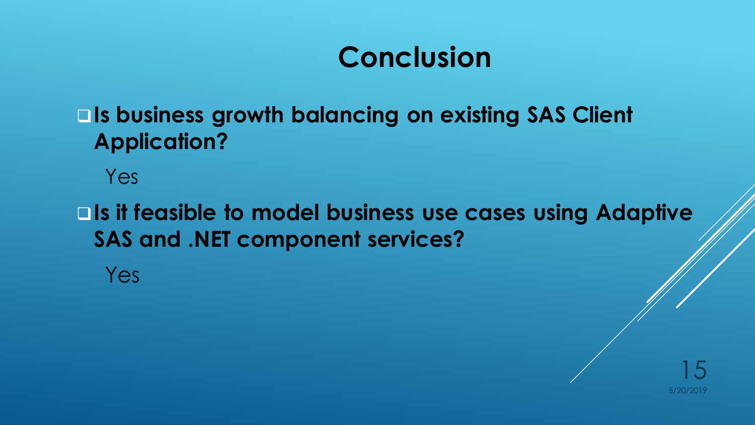# Conclusion

- **Is business growth balancing on existing SAS Client Application?**

  Yes

- **Is it feasible to model business use cases using Adaptive SAS and .NET component services?**

  Yes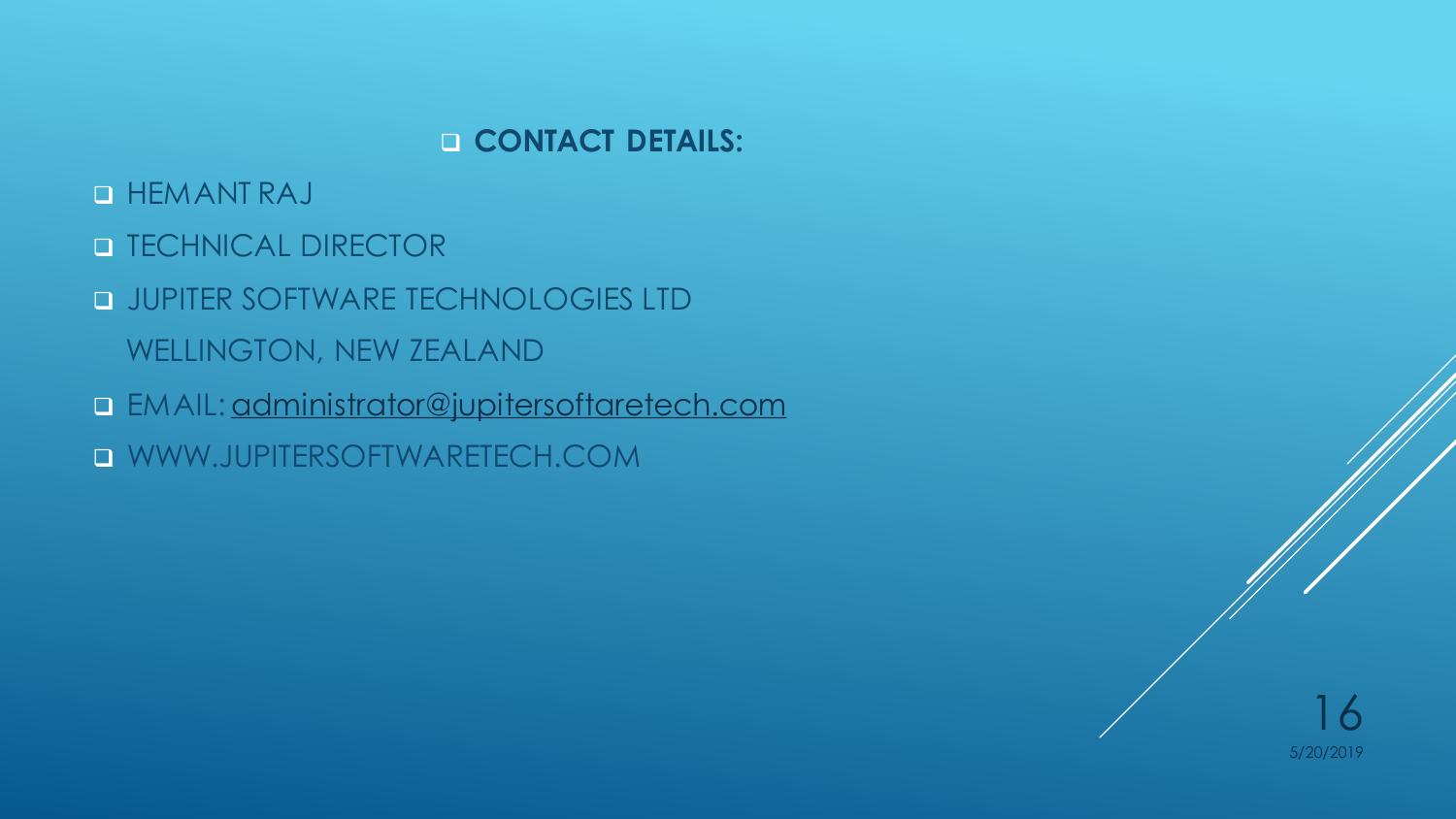## CONTACT DETAILS:

- HEMANT RAJ
- TECHNICAL DIRECTOR
- JUPITER SOFTWARE TECHNOLOGIES LTD
  WELLINGTON, NEW ZEALAND
- EMAIL: administrator@jupitersoftaretech.com
- WWW.JUPITERSOFTWARETECH.COM

5/20/2019